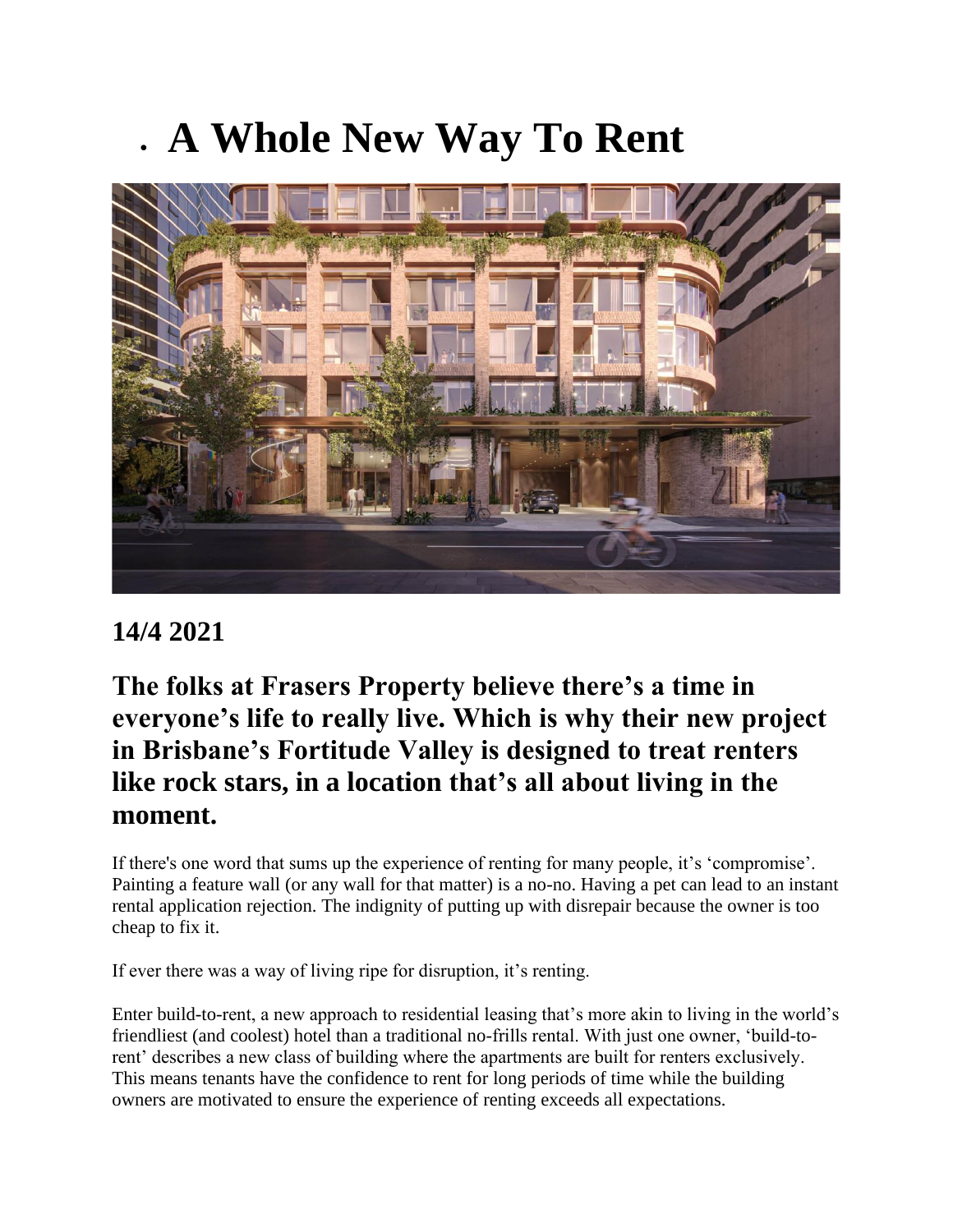# A Whole New Way To Rent

## 14/4 2021

## The folks at Frasers Property believe there's a time in everyone's life to really live. Which is why their new project in Brisbane's Fortitude Valley is designed to treat renters like rock stars, in a location that's all about living in the moment.

If there's one word that sums up the experience of renting for many people, it's 'compromise'. Painting a feature wall (or any wall for that matter) is a no-no. Having a pet can lead to an instant rental application rejection. The indignity of putting up with disrepair because the owner is too cheap to fix it.

If ever there was a way of living ripe for disruption, it's renting.

Enter build-to-rent, a new approach to residential leasing that's more akin to living in the world's friendliest (and coolest) hotel than a traditional no-frills rental. With just one owner, 'build-to-rent' describes a new class of building where the apartments are built for renters exclusively. This means tenants have the confidence to rent for long periods of time while the building owners are motivated to ensure the experience of renting exceeds all expectations.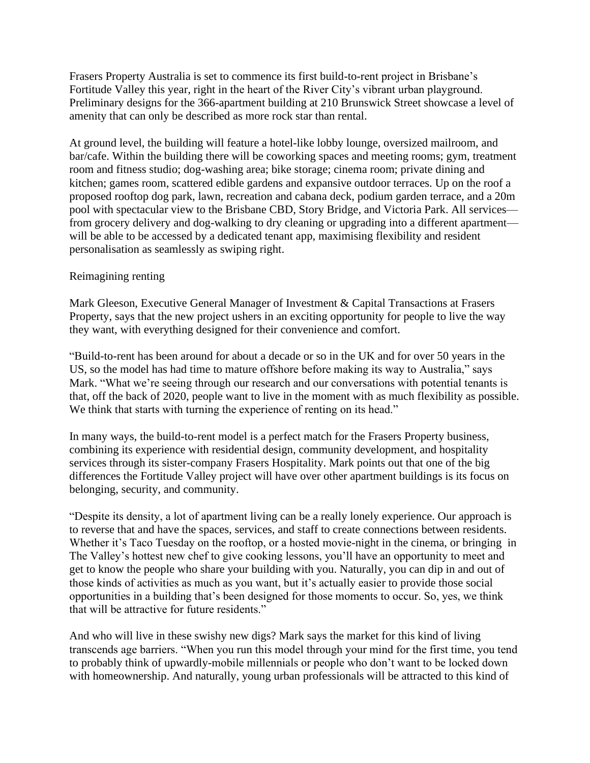Frasers Property Australia is set to commence its first build-to-rent project in Brisbane's Fortitude Valley this year, right in the heart of the River City's vibrant urban playground. Preliminary designs for the 366-apartment building at 210 Brunswick Street showcase a level of amenity that can only be described as more rock star than rental.

At ground level, the building will feature a hotel-like lobby lounge, oversized mailroom, and bar/cafe. Within the building there will be coworking spaces and meeting rooms; gym, treatment room and fitness studio; dog-washing area; bike storage; cinema room; private dining and kitchen; games room, scattered edible gardens and expansive outdoor terraces. Up on the roof a proposed rooftop dog park, lawn, recreation and cabana deck, podium garden terrace, and a 20m pool with spectacular view to the Brisbane CBD, Story Bridge, and Victoria Park. All services—from grocery delivery and dog-walking to dry cleaning or upgrading into a different apartment—will be able to be accessed by a dedicated tenant app, maximising flexibility and resident personalisation as seamlessly as swiping right.

## Reimagining renting

Mark Gleeson, Executive General Manager of Investment & Capital Transactions at Frasers Property, says that the new project ushers in an exciting opportunity for people to live the way they want, with everything designed for their convenience and comfort.

"Build-to-rent has been around for about a decade or so in the UK and for over 50 years in the US, so the model has had time to mature offshore before making its way to Australia," says Mark. "What we're seeing through our research and our conversations with potential tenants is that, off the back of 2020, people want to live in the moment with as much flexibility as possible. We think that starts with turning the experience of renting on its head."

In many ways, the build-to-rent model is a perfect match for the Frasers Property business, combining its experience with residential design, community development, and hospitality services through its sister-company Frasers Hospitality. Mark points out that one of the big differences the Fortitude Valley project will have over other apartment buildings is its focus on belonging, security, and community.

"Despite its density, a lot of apartment living can be a really lonely experience. Our approach is to reverse that and have the spaces, services, and staff to create connections between residents. Whether it's Taco Tuesday on the rooftop, or a hosted movie-night in the cinema, or bringing in The Valley's hottest new chef to give cooking lessons, you'll have an opportunity to meet and get to know the people who share your building with you. Naturally, you can dip in and out of those kinds of activities as much as you want, but it's actually easier to provide those social opportunities in a building that's been designed for those moments to occur. So, yes, we think that will be attractive for future residents."

And who will live in these swishy new digs? Mark says the market for this kind of living transcends age barriers. "When you run this model through your mind for the first time, you tend to probably think of upwardly-mobile millennials or people who don't want to be locked down with homeownership. And naturally, young urban professionals will be attracted to this kind of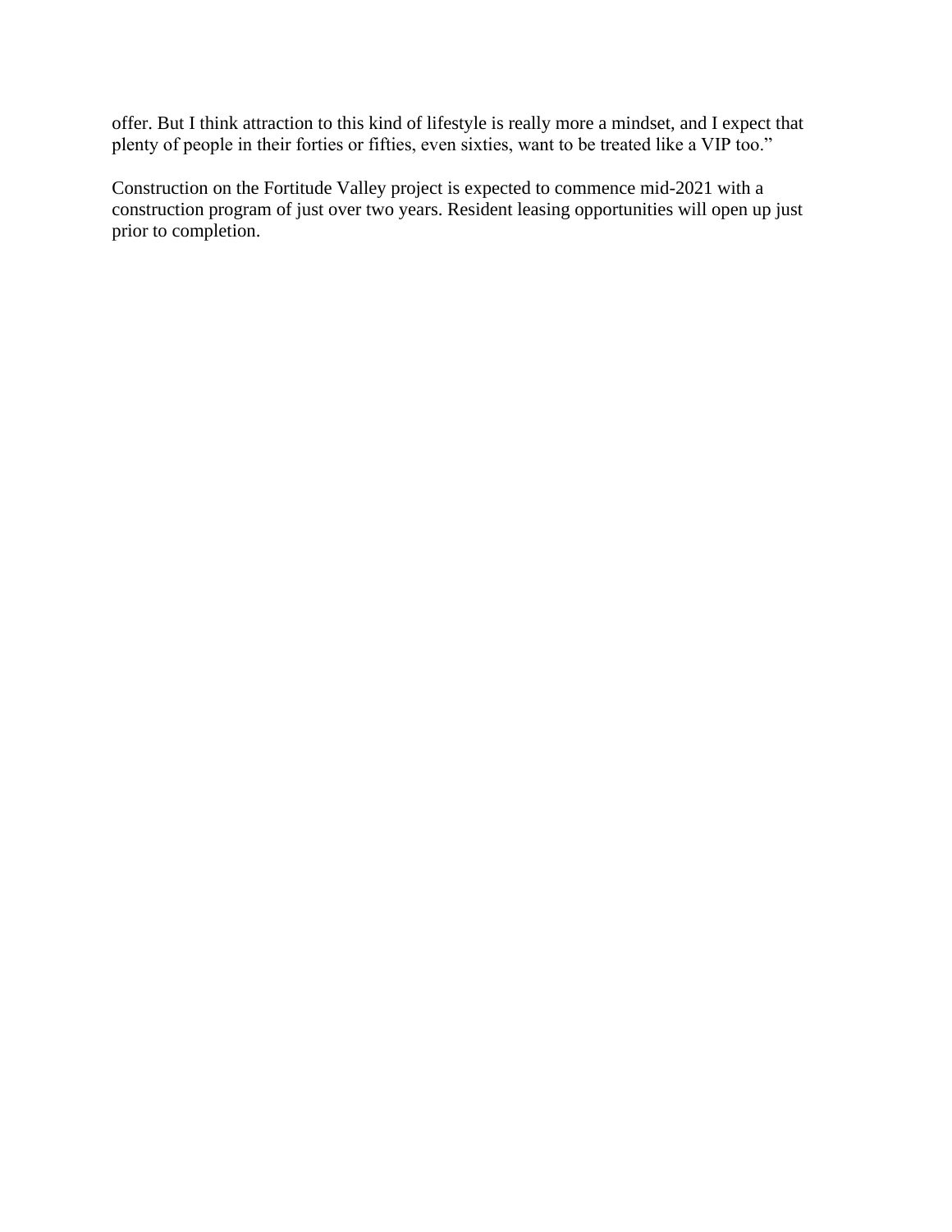offer. But I think attraction to this kind of lifestyle is really more a mindset, and I expect that plenty of people in their forties or fifties, even sixties, want to be treated like a VIP too."

Construction on the Fortitude Valley project is expected to commence mid-2021 with a construction program of just over two years. Resident leasing opportunities will open up just prior to completion.